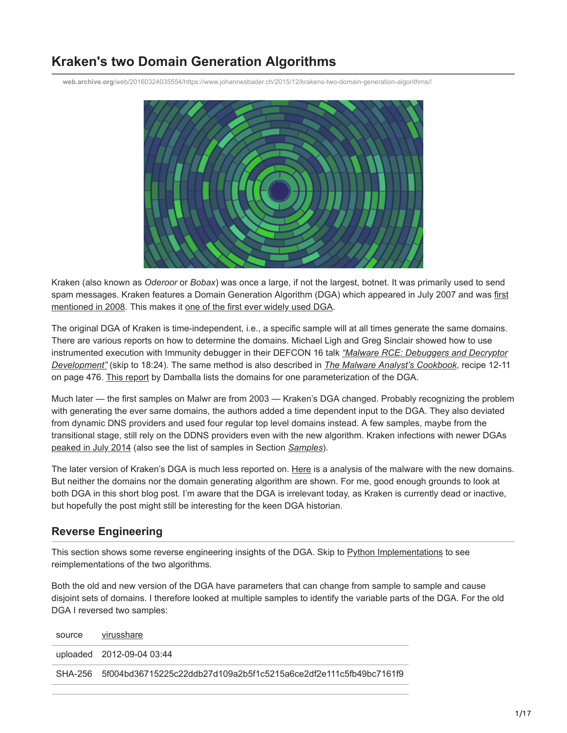# Kraken's two Domain Generation Algorithms

web.archive.org/web/20160324035554/https://www.johannesbader.ch/2015/12/krakens-two-domain-generation-algorithms//

Kraken (also known as *Oderoor* or *Bobax*) was once a large, if not the largest, botnet. It was primarily used to send spam messages. Kraken features a Domain Generation Algorithm (DGA) which appeared in July 2007 and was first mentioned in 2008. This makes it one of the first ever widely used DGA.

The original DGA of Kraken is time-independent, i.e., a specific sample will at all times generate the same domains. There are various reports on how to determine the domains. Michael Ligh and Greg Sinclair showed how to use instrumented execution with Immunity debugger in their DEFCON 16 talk *"Malware RCE: Debuggers and Decryptor Development"* (skip to 18:24). The same method is also described in *The Malware Analyst's Cookbook*, recipe 12-11 on page 476. This report by Damballa lists the domains for one parameterization of the DGA.

Much later — the first samples on Malwr are from 2003 — Kraken's DGA changed. Probably recognizing the problem with generating the ever same domains, the authors added a time dependent input to the DGA. They also deviated from dynamic DNS providers and used four regular top level domains instead. A few samples, maybe from the transitional stage, still rely on the DDNS providers even with the new algorithm. Kraken infections with newer DGAs peaked in July 2014 (also see the list of samples in Section *Samples*).

The later version of Kraken's DGA is much less reported on. Here is a analysis of the malware with the new domains. But neither the domains nor the domain generating algorithm are shown. For me, good enough grounds to look at both DGA in this short blog post. I'm aware that the DGA is irrelevant today, as Kraken is currently dead or inactive, but hopefully the post might still be interesting for the keen DGA historian.

## Reverse Engineering

This section shows some reverse engineering insights of the DGA. Skip to Python Implementations to see reimplementations of the two algorithms.

Both the old and new version of the DGA have parameters that can change from sample to sample and cause disjoint sets of domains. I therefore looked at multiple samples to identify the variable parts of the DGA. For the old DGA I reversed two samples:

| source | virusshare |
|---|---|
| uploaded | 2012-09-04 03:44 |
| SHA-256 | 5f004bd36715225c22ddb27d109a2b5f1c5215a6ce2df2e111c5fb49bc7161f9 |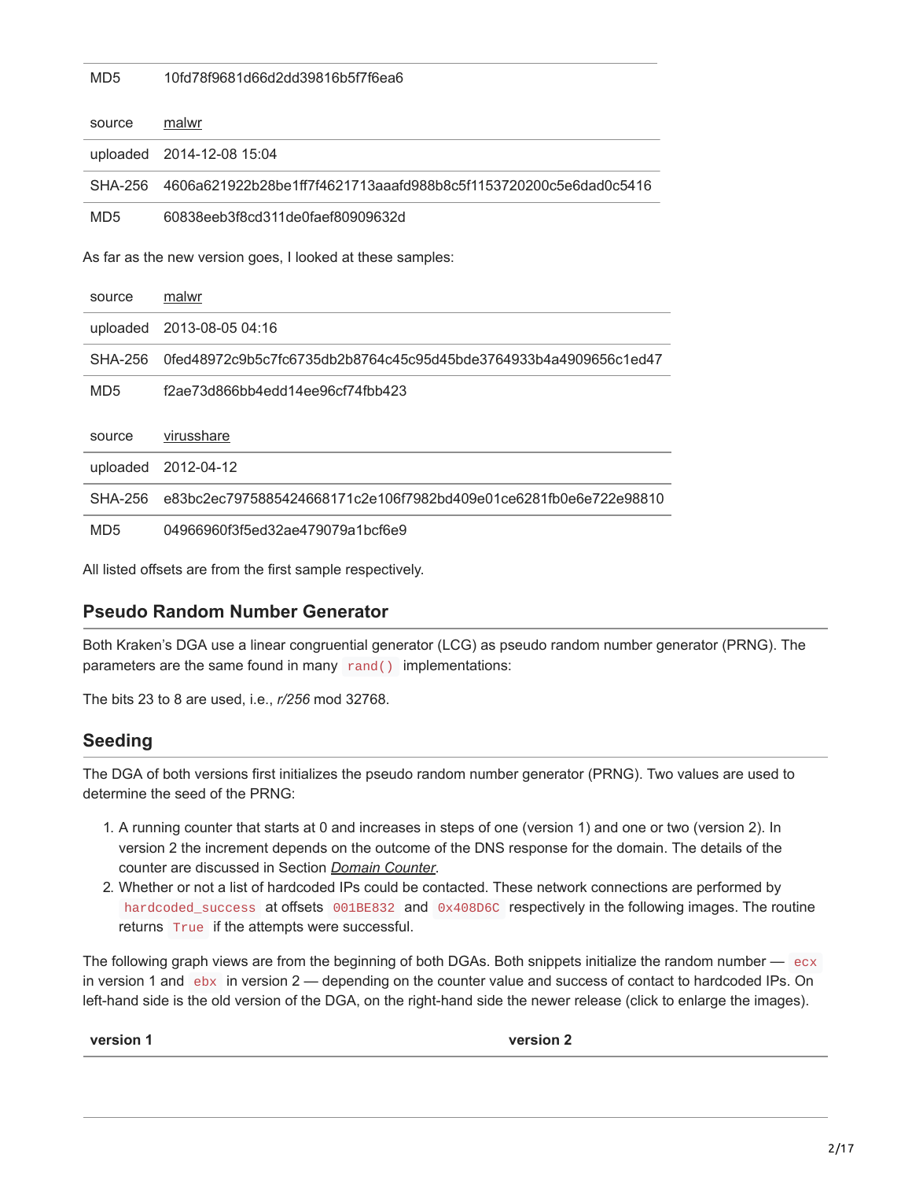| | |
|---|---|
| MD5 | 10fd78f9681d66d2dd39816b5f7f6ea6 |

| | |
|---|---|
| source | malwr |
| uploaded | 2014-12-08 15:04 |
| SHA-256 | 4606a621922b28be1ff7f4621713aaafd988b8c5f1153720200c5e6dad0c5416 |
| MD5 | 60838eeb3f8cd311de0faef80909632d |

As far as the new version goes, I looked at these samples:

| | |
|---|---|
| source | malwr |
| uploaded | 2013-08-05 04:16 |
| SHA-256 | 0fed48972c9b5c7fc6735db2b8764c45c95d45bde3764933b4a4909656c1ed47 |
| MD5 | f2ae73d866bb4edd14ee96cf74fbb423 |

| | |
|---|---|
| source | virusshare |
| uploaded | 2012-04-12 |
| SHA-256 | e83bc2ec7975885424668171c2e106f7982bd409e01ce6281fb0e6e722e98810 |
| MD5 | 04966960f3f5ed32ae479079a1bcf6e9 |

All listed offsets are from the first sample respectively.

## Pseudo Random Number Generator

Both Kraken's DGA use a linear congruential generator (LCG) as pseudo random number generator (PRNG). The parameters are the same found in many `rand()` implementations:

The bits 23 to 8 are used, i.e., *r/256* mod 32768.

## Seeding

The DGA of both versions first initializes the pseudo random number generator (PRNG). Two values are used to determine the seed of the PRNG:

1. A running counter that starts at 0 and increases in steps of one (version 1) and one or two (version 2). In version 2 the increment depends on the outcome of the DNS response for the domain. The details of the counter are discussed in Section *Domain Counter*.
2. Whether or not a list of hardcoded IPs could be contacted. These network connections are performed by `hardcoded_success` at offsets `001BE832` and `0x408D6C` respectively in the following images. The routine returns `True` if the attempts were successful.

The following graph views are from the beginning of both DGAs. Both snippets initialize the random number — `ecx` in version 1 and `ebx` in version 2 — depending on the counter value and success of contact to hardcoded IPs. On left-hand side is the old version of the DGA, on the right-hand side the newer release (click to enlarge the images).

| version 1 | version 2 |
|---|---|
| | |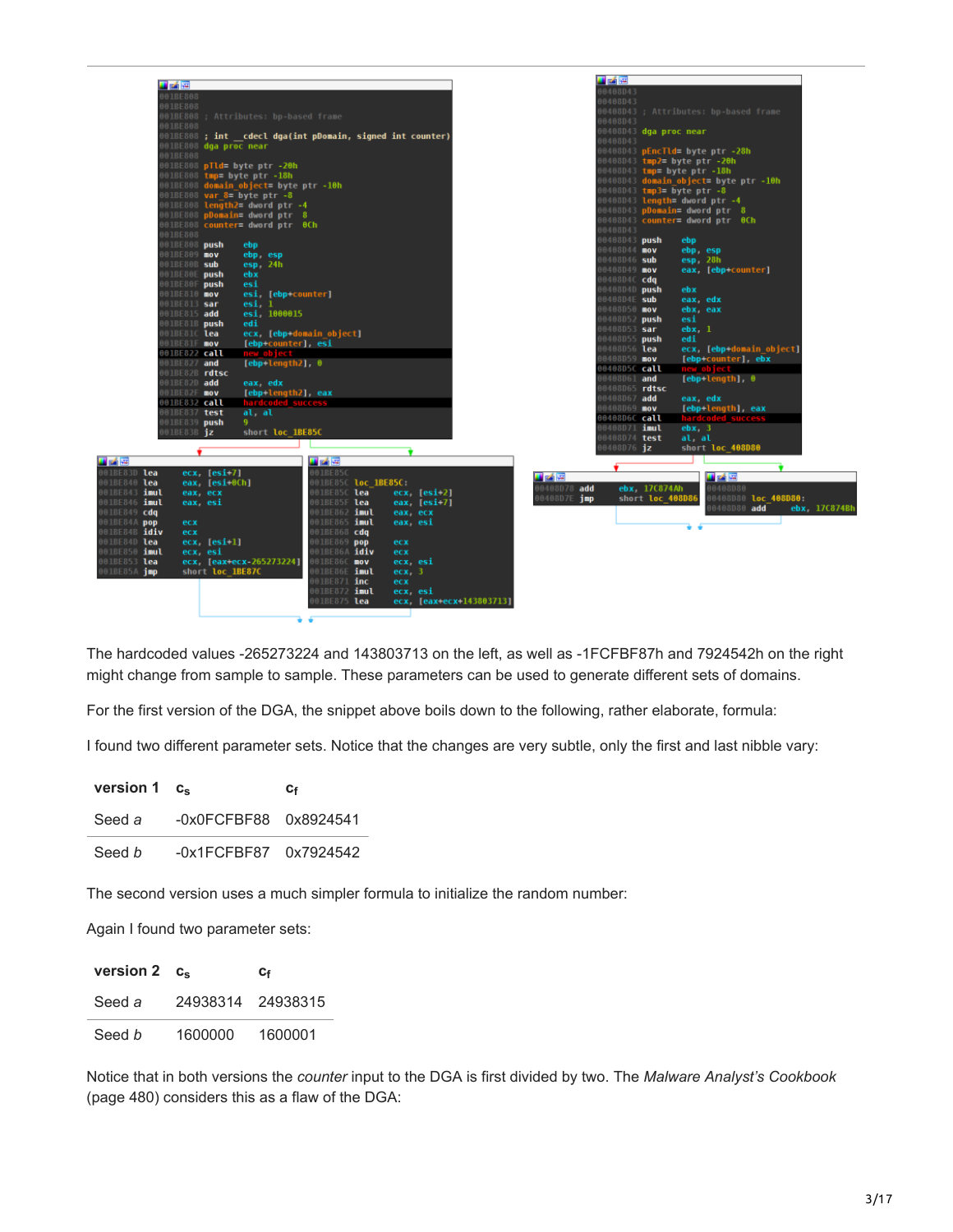The hardcoded values -265273224 and 143803713 on the left, as well as -1FCFBF87h and 7924542h on the right might change from sample to sample. These parameters can be used to generate different sets of domains.

For the first version of the DGA, the snippet above boils down to the following, rather elaborate, formula:

I found two different parameter sets. Notice that the changes are very subtle, only the first and last nibble vary:

| version 1 | $c_s$ | $c_f$ |
|---|---|---|
| Seed *a* | -0x0FCFBF88 | 0x8924541 |
| Seed *b* | -0x1FCFBF87 | 0x7924542 |

The second version uses a much simpler formula to initialize the random number:

Again I found two parameter sets:

| version 2 | $c_s$ | $c_f$ |
|---|---|---|
| Seed *a* | 24938314 | 24938315 |
| Seed *b* | 1600000 | 1600001 |

Notice that in both versions the *counter* input to the DGA is first divided by two. The *Malware Analyst's Cookbook* (page 480) considers this as a flaw of the DGA: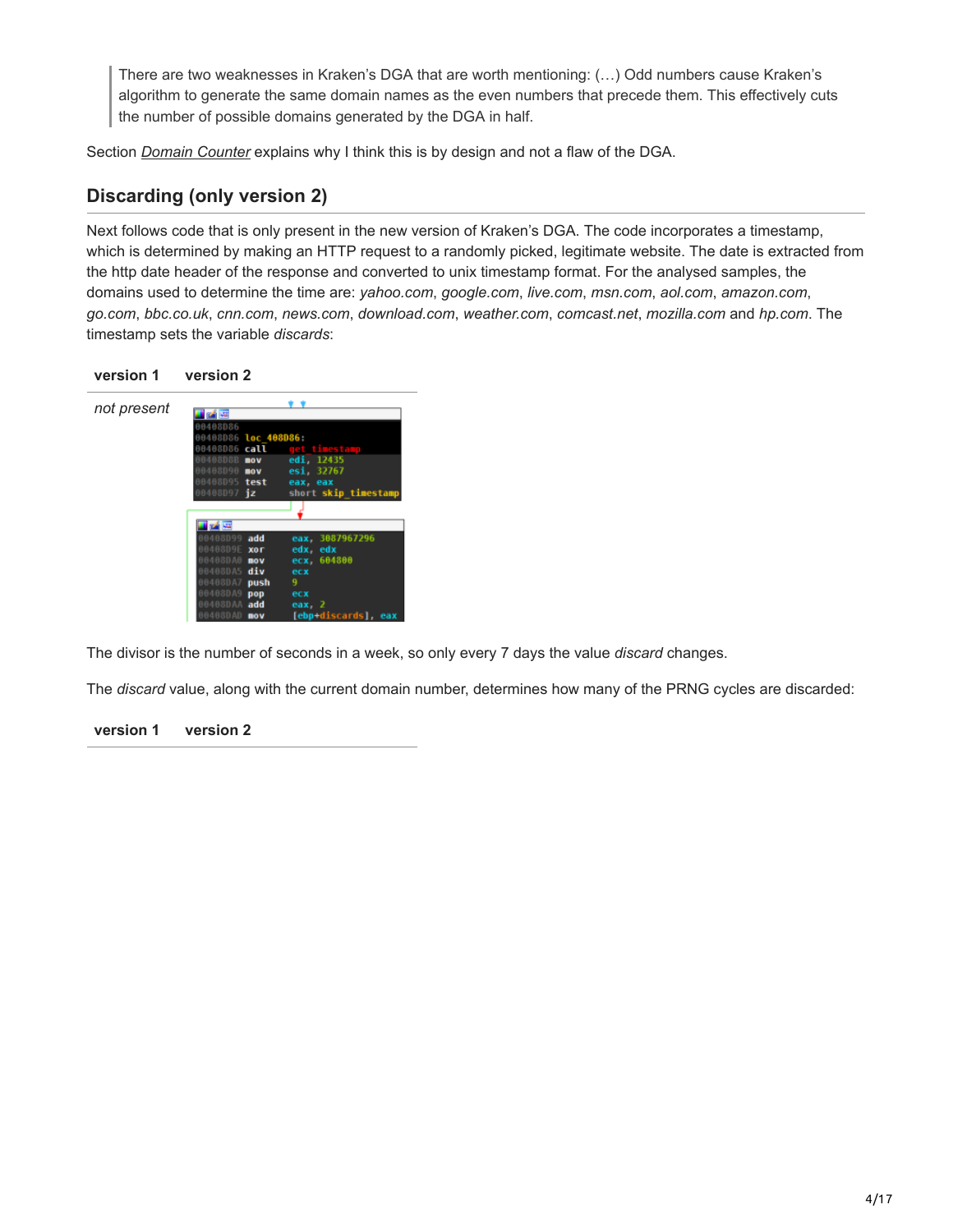> There are two weaknesses in Kraken's DGA that are worth mentioning: (…) Odd numbers cause Kraken's algorithm to generate the same domain names as the even numbers that precede them. This effectively cuts the number of possible domains generated by the DGA in half.

Section *Domain Counter* explains why I think this is by design and not a flaw of the DGA.

## Discarding (only version 2)

Next follows code that is only present in the new version of Kraken's DGA. The code incorporates a timestamp, which is determined by making an HTTP request to a randomly picked, legitimate website. The date is extracted from the http date header of the response and converted to unix timestamp format. For the analysed samples, the domains used to determine the time are: *yahoo.com*, *google.com*, *live.com*, *msn.com*, *aol.com*, *amazon.com*, *go.com*, *bbc.co.uk*, *cnn.com*, *news.com*, *download.com*, *weather.com*, *comcast.net*, *mozilla.com* and *hp.com*. The timestamp sets the variable *discards*:

| version 1 | version 2 |
| --- | --- |
| *not present* | see code below |

```
00408D86
00408D86 loc_408D86:
00408D86 call    get_timestamp
00408D8B mov     edi, 12435
00408D90 mov     esi, 32767
00408D95 test    eax, eax
00408D97 jz      short skip_timestamp

00408D99 add     eax, 3087967296
00408D9E xor     edx, edx
00408DA0 mov     ecx, 604800
00408DA5 div     ecx
00408DA7 push    9
00408DA9 pop     ecx
00408DAA add     eax, 2
00408DAD mov     [ebp+discards], eax
```

The divisor is the number of seconds in a week, so only every 7 days the value *discard* changes.

The *discard* value, along with the current domain number, determines how many of the PRNG cycles are discarded:

| version 1 | version 2 |
| --- | --- |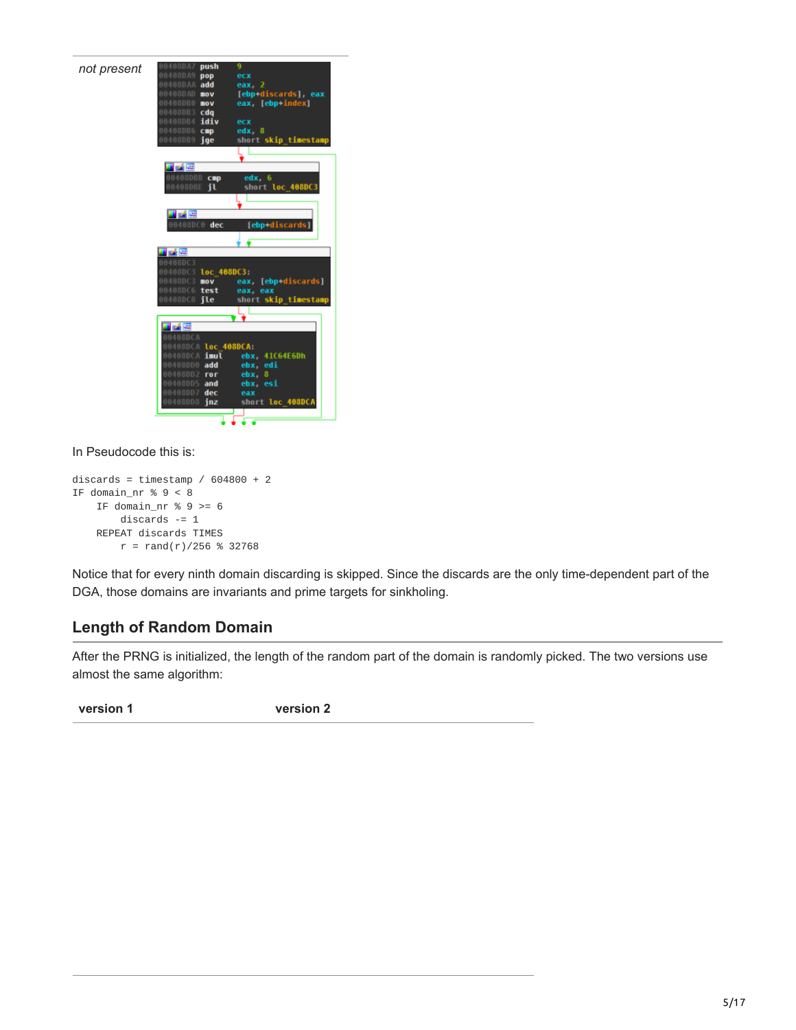| *not present* | 00408DA7 push 9<br>00408DA9 pop ecx<br>00408DAA add eax, 2<br>00408DAD mov [ebp+discards], eax<br>00408DB0 mov eax, [ebp+index]<br>00408DB3 cdq<br>00408DB4 idiv ecx<br>00408DB6 cmp edx, 8<br>00408DB9 jge short skip_timestamp<br><br>00408DBB cmp edx, 6<br>00408DBE jl short loc_408DC3<br><br>00408DC0 dec [ebp+discards]<br><br>00408DC3 loc_408DC3:<br>00408DC3 mov eax, [ebp+discards]<br>00408DC6 test eax, eax<br>00408DC8 jle short skip_timestamp<br><br>00408DCA loc_408DCA:<br>00408DCA imul ebx, 41C64E6Dh<br>00408DD0 add ebx, edi<br>00408DD2 ror ebx, 8<br>00408DD5 and ebx, esi<br>00408DD7 dec eax<br>00408DD8 jnz short loc_408DCA |
|---|---|

In Pseudocode this is:

```
discards = timestamp / 604800 + 2
IF domain_nr % 9 < 8
    IF domain_nr % 9 >= 6
        discards -= 1
    REPEAT discards TIMES
        r = rand(r)/256 % 32768
```

Notice that for every ninth domain discarding is skipped. Since the discards are the only time-dependent part of the DGA, those domains are invariants and prime targets for sinkholing.

## Length of Random Domain

After the PRNG is initialized, the length of the random part of the domain is randomly picked. The two versions use almost the same algorithm:

| version 1 | version 2 |
|---|---|
| | |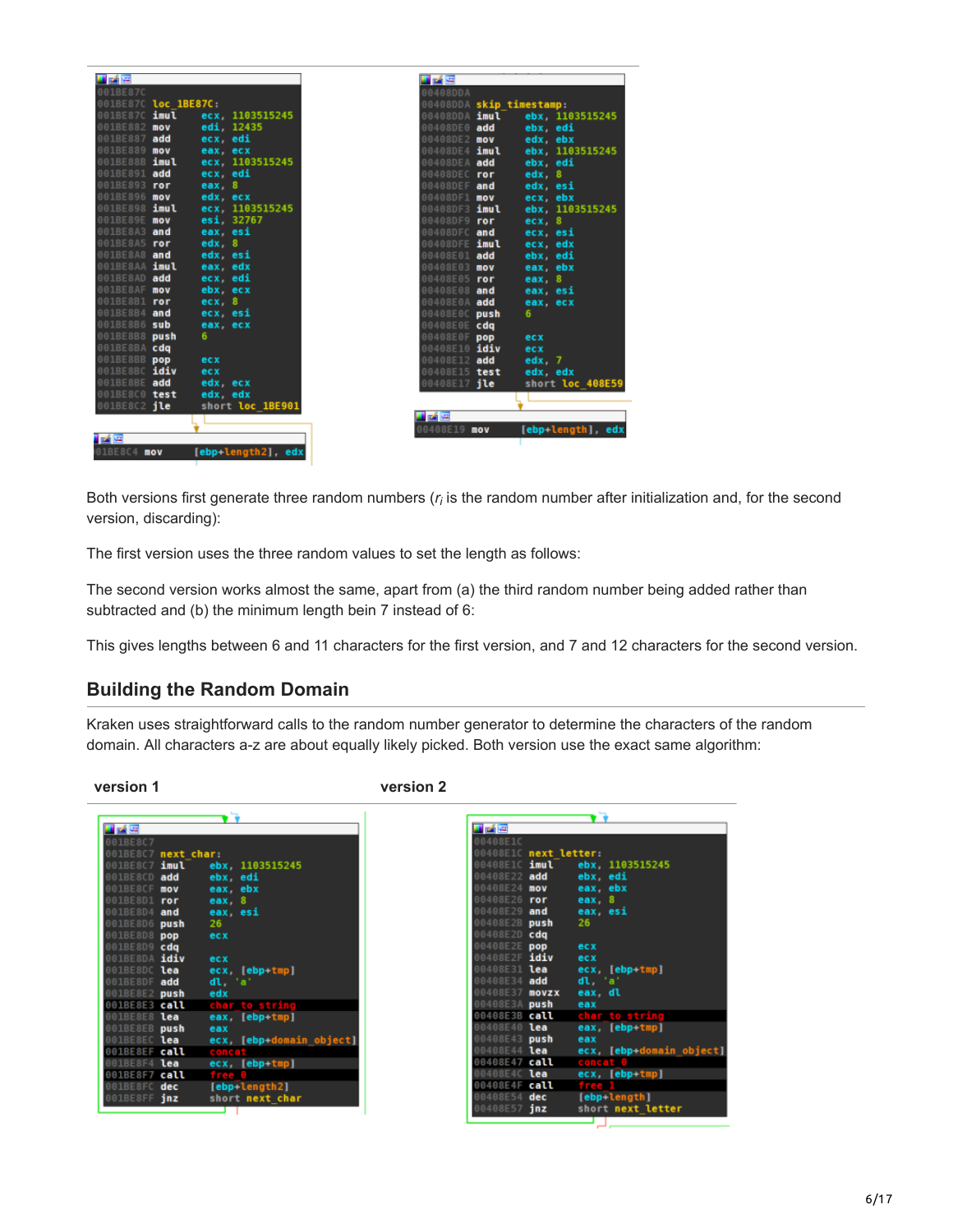```
001BE87C
001BE87C loc_1BE87C:
001BE87C imul    ecx, 1103515245
001BE882 mov     edi, 12435
001BE887 add     ecx, edi
001BE889 mov     eax, ecx
001BE88B imul    ecx, 1103515245
001BE891 add     ecx, edi
001BE893 ror     eax, 8
001BE896 mov     edx, ecx
001BE898 imul    ecx, 1103515245
001BE89E mov     esi, 32767
001BE8A3 and     eax, esi
001BE8A5 ror     edx, 8
001BE8A8 and     edx, esi
001BE8AA imul    eax, edx
001BE8AD add     ecx, edi
001BE8AF mov     ebx, ecx
001BE8B1 ror     ecx, 8
001BE8B4 and     ecx, esi
001BE8B6 sub     eax, ecx
001BE8B8 push    6
001BE8BA cdq
001BE8BB pop     ecx
001BE8BC idiv    ecx
001BE8BE add     edx, ecx
001BE8C0 test    edx, edx
001BE8C2 jle     short loc_1BE901

001BE8C4 mov     [ebp+length2], edx
```

```
00408DDA
00408DDA skip_timestamp:
00408DDA imul    ebx, 1103515245
00408DE0 add     ebx, edi
00408DE2 mov     edx, ebx
00408DE4 imul    ebx, 1103515245
00408DEA add     ebx, edi
00408DEC ror     edx, 8
00408DEF and     edx, esi
00408DF1 mov     ecx, ebx
00408DF3 imul    ebx, 1103515245
00408DF9 ror     ecx, 8
00408DFC and     ecx, esi
00408DFE imul    ecx, edx
00408E01 add     ebx, edi
00408E03 mov     eax, ebx
00408E05 ror     eax, 8
00408E08 and     eax, esi
00408E0A add     eax, ecx
00408E0C push    6
00408E0E cdq
00408E0F pop     ecx
00408E10 idiv    ecx
00408E12 add     edx, 7
00408E15 test    edx, edx
00408E17 jle     short loc_408E59

00408E19 mov     [ebp+length], edx
```

Both versions first generate three random numbers ($r_i$ is the random number after initialization and, for the second version, discarding):

The first version uses the three random values to set the length as follows:

The second version works almost the same, apart from (a) the third random number being added rather than subtracted and (b) the minimum length bein 7 instead of 6:

This gives lengths between 6 and 11 characters for the first version, and 7 and 12 characters for the second version.

## Building the Random Domain

Kraken uses straightforward calls to the random number generator to determine the characters of the random domain. All characters a-z are about equally likely picked. Both version use the exact same algorithm:

**version 1**

```
001BE8C7
001BE8C7 next_char:
001BE8C7 imul    ebx, 1103515245
001BE8CD add     ebx, edi
001BE8CF mov     eax, ebx
001BE8D1 ror     eax, 8
001BE8D4 and     eax, esi
001BE8D6 push    26
001BE8D8 pop     ecx
001BE8D9 cdq
001BE8DA idiv    ecx
001BE8DC lea     ecx, [ebp+tmp]
001BE8DF add     dl, 'a'
001BE8E2 push    edx
001BE8E3 call    char_to_string
001BE8E8 lea     eax, [ebp+tmp]
001BE8EB push    eax
001BE8EC lea     ecx, [ebp+domain_object]
001BE8EF call    concat
001BE8F4 lea     ecx, [ebp+tmp]
001BE8F7 call    free_0
001BE8FC dec     [ebp+length2]
001BE8FF jnz     short next_char
```

**version 2**

```
00408E1C
00408E1C next_letter:
00408E1C imul    ebx, 1103515245
00408E22 add     ebx, edi
00408E24 mov     eax, ebx
00408E26 ror     eax, 8
00408E29 and     eax, esi
00408E2B push    26
00408E2D cdq
00408E2E pop     ecx
00408E2F idiv    ecx
00408E31 lea     ecx, [ebp+tmp]
00408E34 add     dl, 'a'
00408E37 movzx   eax, dl
00408E3A push    eax
00408E3B call    char_to_string
00408E40 lea     eax, [ebp+tmp]
00408E43 push    eax
00408E44 lea     ecx, [ebp+domain_object]
00408E47 call    concat_0
00408E4C lea     ecx, [ebp+tmp]
00408E4F call    free_1
00408E54 dec     [ebp+length]
00408E57 jnz     short next_letter
```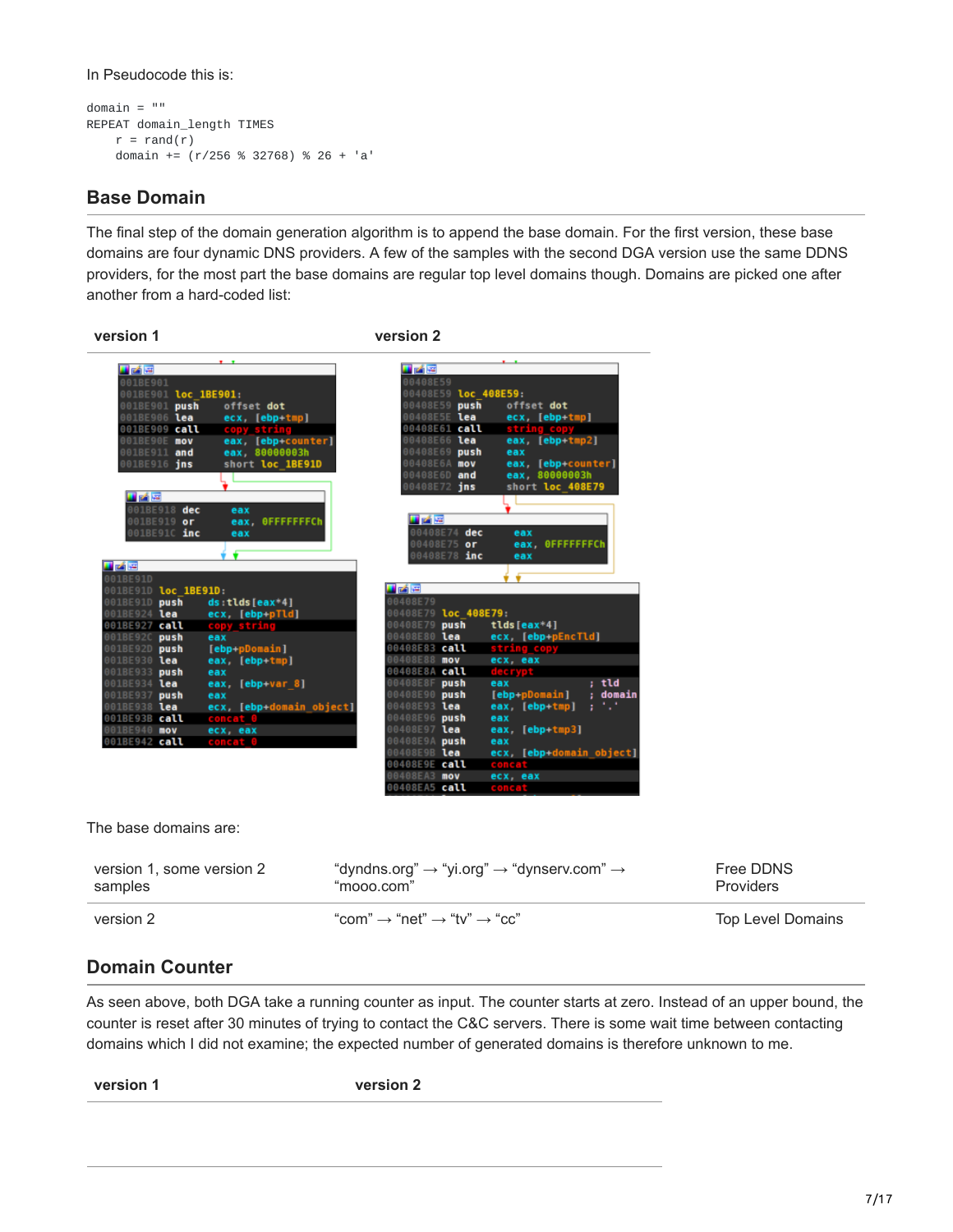In Pseudocode this is:

```
domain = ""
REPEAT domain_length TIMES
    r = rand(r)
    domain += (r/256 % 32768) % 26 + 'a'
```

## Base Domain

The final step of the domain generation algorithm is to append the base domain. For the first version, these base domains are four dynamic DNS providers. A few of the samples with the second DGA version use the same DDNS providers, for the most part the base domains are regular top level domains though. Domains are picked one after another from a hard-coded list:

| version 1 | version 2 |
|---|---|

**version 1:**

```
001BE901
001BE901 loc_1BE901:
001BE901 push    offset dot
001BE906 lea     ecx, [ebp+tmp]
001BE909 call    copy_string
001BE90E mov     eax, [ebp+counter]
001BE911 and     eax, 80000003h
001BE916 jns     short loc_1BE91D

001BE918 dec     eax
001BE919 or      eax, 0FFFFFFFCh
001BE91C inc     eax

001BE91D
001BE91D loc_1BE91D:
001BE91D push    ds:tlds[eax*4]
001BE924 lea     ecx, [ebp+pTld]
001BE927 call    copy_string
001BE92C push    eax
001BE92D push    [ebp+pDomain]
001BE930 lea     eax, [ebp+tmp]
001BE933 push    eax
001BE934 lea     eax, [ebp+var_8]
001BE937 push    eax
001BE938 lea     ecx, [ebp+domain_object]
001BE93B call    concat_0
001BE940 mov     ecx, eax
001BE942 call    concat_0
```

**version 2:**

```
00408E59
00408E59 loc_408E59:
00408E59 push    offset dot
00408E5E lea     ecx, [ebp+tmp]
00408E61 call    string_copy
00408E66 lea     eax, [ebp+tmp2]
00408E69 push    eax
00408E6A mov     eax, [ebp+counter]
00408E6D and     eax, 80000003h
00408E72 jns     short loc_408E79

00408E74 dec     eax
00408E75 or      eax, 0FFFFFFFCh
00408E78 inc     eax

00408E79
00408E79 loc_408E79:
00408E79 push    tlds[eax*4]
00408E80 lea     ecx, [ebp+pEncTld]
00408E83 call    string_copy
00408E88 mov     ecx, eax
00408E8A call    decrypt
00408E8F push    eax                 ; tld
00408E90 push    [ebp+pDomain]       ; domain
00408E93 lea     eax, [ebp+tmp]      ; '.'
00408E96 push    eax
00408E97 lea     eax, [ebp+tmp3]
00408E9A push    eax
00408E9B lea     ecx, [ebp+domain_object]
00408E9E call    concat
00408EA3 mov     ecx, eax
00408EA5 call    concat
```

The base domains are:

| | | |
|---|---|---|
| version 1, some version 2 samples | "dyndns.org" → "yi.org" → "dynserv.com" → "mooo.com" | Free DDNS Providers |
| version 2 | "com" → "net" → "tv" → "cc" | Top Level Domains |

## Domain Counter

As seen above, both DGA take a running counter as input. The counter starts at zero. Instead of an upper bound, the counter is reset after 30 minutes of trying to contact the C&C servers. There is some wait time between contacting domains which I did not examine; the expected number of generated domains is therefore unknown to me.

| version 1 | version 2 |
|---|---|
| | |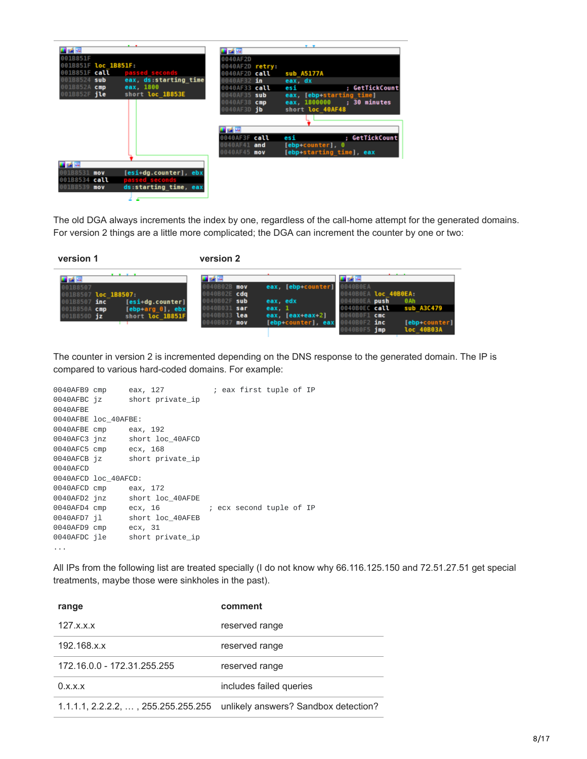```
001B851F
001B851F loc_1B851F:
001B851F call    passed_seconds
001B8524 sub     eax, ds:starting_time
001B852A cmp     eax, 1800
001B852F jle     short loc_1B853E
```

```
0040AF2D
0040AF2D retry:
0040AF2D call    sub_A5177A
0040AF32 in      eax, dx
0040AF33 call    esi             ; GetTickCount
0040AF35 sub     eax, [ebp+starting_time]
0040AF38 cmp     eax, 1800000    ; 30 minutes
0040AF3D jb      short loc_40AF48
```

```
0040AF3F call    esi             ; GetTickCount
0040AF41 and     [ebp+counter], 0
0040AF45 mov     [ebp+starting_time], eax
```

```
001B8531 mov     [esi+dg.counter], ebx
001B8534 call    passed_seconds
001B8539 mov     ds:starting_time, eax
```

The old DGA always increments the index by one, regardless of the call-home attempt for the generated domains. For version 2 things are a little more complicated; the DGA can increment the counter by one or two:

**version 1**

```
001B8507
001B8507 loc_1B8507:
001B8507 inc     [esi+dg.counter]
001B850A cmp     [ebp+arg_0], ebx
001B850D jz      short loc_1B851F
```

**version 2**

```
0040B02B mov     eax, [ebp+counter]
0040B02E cdq
0040B02F sub     eax, edx
0040B031 sar     eax, 1
0040B033 lea     eax, [eax+eax+2]
0040B037 mov     [ebp+counter], eax
```

```
0040B0EA
0040B0EA loc_40B0EA:
0040B0EA push    0Ah
0040B0EC call    sub_A3C479
0040B0F1 cmc
0040B0F2 inc     [ebp+counter]
0040B0F5 jmp     loc_40B03A
```

The counter in version 2 is incremented depending on the DNS response to the generated domain. The IP is compared to various hard-coded domains. For example:

```
0040AFB9 cmp     eax, 127         ; eax first tuple of IP
0040AFBC jz      short private_ip
0040AFBE
0040AFBE loc_40AFBE:
0040AFBE cmp     eax, 192
0040AFC3 jnz     short loc_40AFCD
0040AFC5 cmp     ecx, 168
0040AFCB jz      short private_ip
0040AFCD
0040AFCD loc_40AFCD:
0040AFCD cmp     eax, 172
0040AFD2 jnz     short loc_40AFDE
0040AFD4 cmp     ecx, 16         ; ecx second tuple of IP
0040AFD7 jl      short loc_40AFEB
0040AFD9 cmp     ecx, 31
0040AFDC jle     short private_ip
...
```

All IPs from the following list are treated specially (I do not know why 66.116.125.150 and 72.51.27.51 get special treatments, maybe those were sinkholes in the past).

| range | comment |
|---|---|
| 127.x.x.x | reserved range |
| 192.168.x.x | reserved range |
| 172.16.0.0 - 172.31.255.255 | reserved range |
| 0.x.x.x | includes failed queries |
| 1.1.1.1, 2.2.2.2, … , 255.255.255.255 | unlikely answers? Sandbox detection? |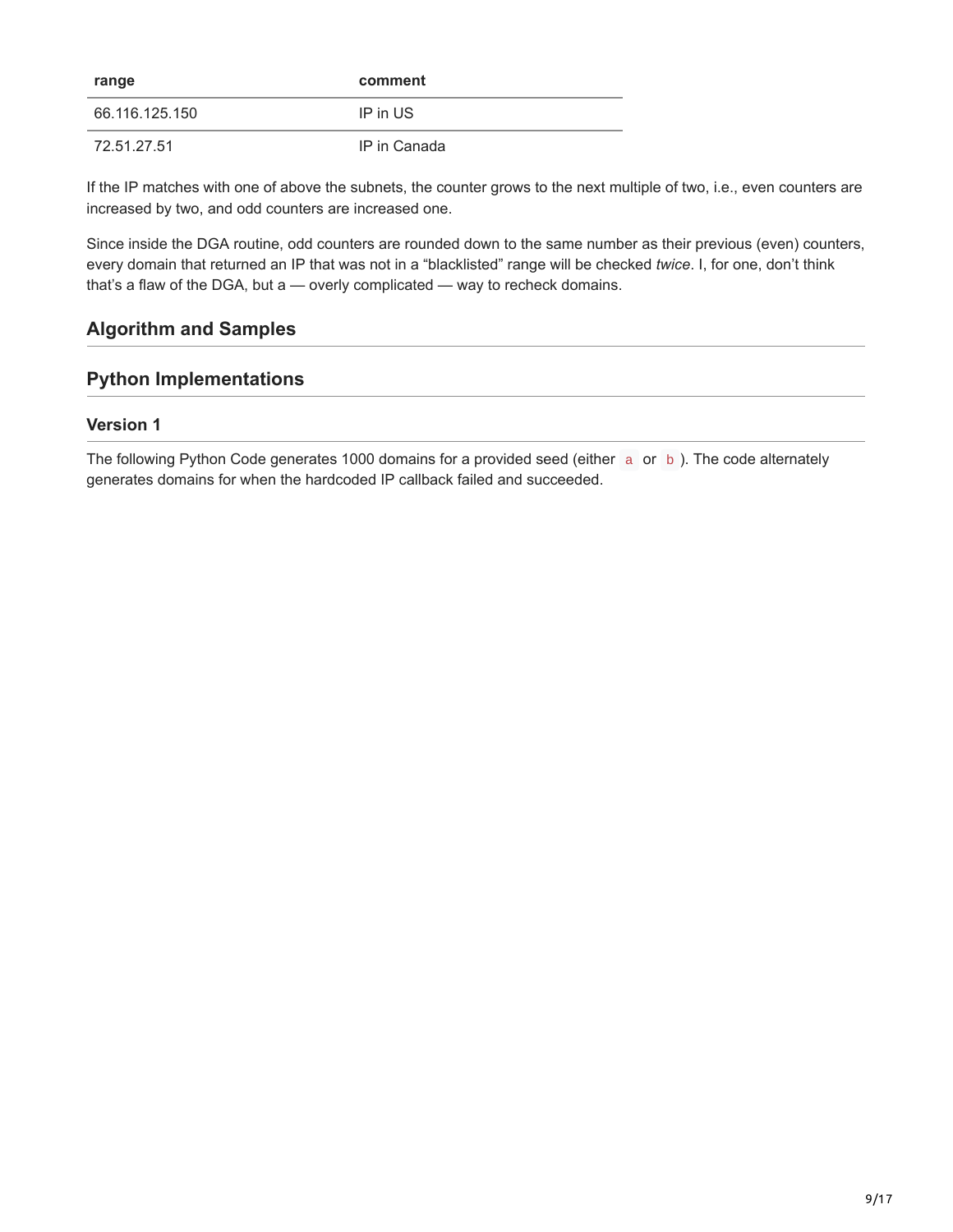| range | comment |
| --- | --- |
| 66.116.125.150 | IP in US |
| 72.51.27.51 | IP in Canada |

If the IP matches with one of above the subnets, the counter grows to the next multiple of two, i.e., even counters are increased by two, and odd counters are increased one.

Since inside the DGA routine, odd counters are rounded down to the same number as their previous (even) counters, every domain that returned an IP that was not in a "blacklisted" range will be checked *twice*. I, for one, don't think that's a flaw of the DGA, but a — overly complicated — way to recheck domains.

## Algorithm and Samples

## Python Implementations

### Version 1

The following Python Code generates 1000 domains for a provided seed (either `a` or `b`). The code alternately generates domains for when the hardcoded IP callback failed and succeeded.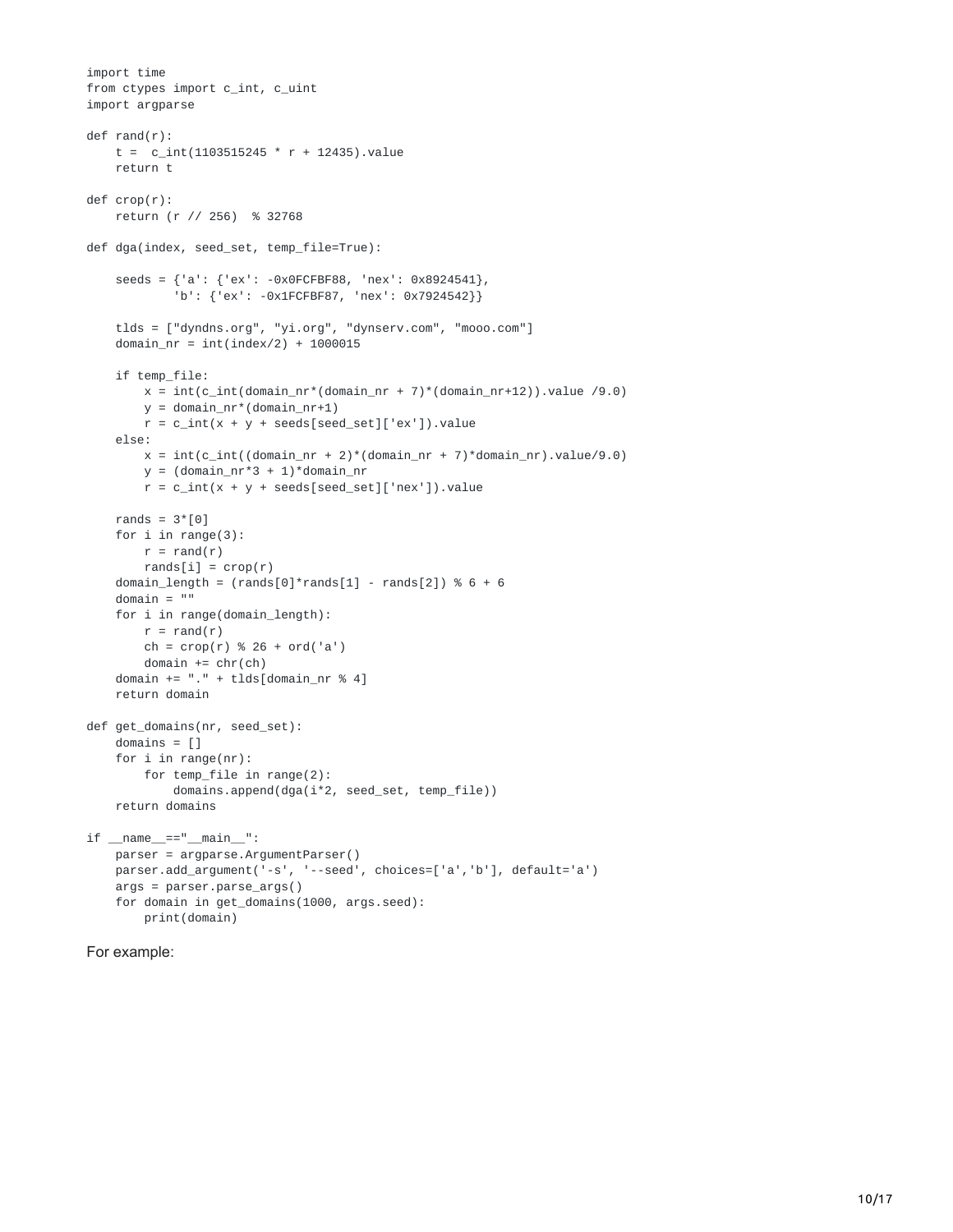```
import time
from ctypes import c_int, c_uint
import argparse

def rand(r):
    t =  c_int(1103515245 * r + 12435).value
    return t

def crop(r):
    return (r // 256)  % 32768

def dga(index, seed_set, temp_file=True):

    seeds = {'a': {'ex': -0x0FCFBF88, 'nex': 0x8924541},
            'b': {'ex': -0x1FCFBF87, 'nex': 0x7924542}}

    tlds = ["dyndns.org", "yi.org", "dynserv.com", "mooo.com"]
    domain_nr = int(index/2) + 1000015

    if temp_file:
        x = int(c_int(domain_nr*(domain_nr + 7)*(domain_nr+12)).value /9.0)
        y = domain_nr*(domain_nr+1)
        r = c_int(x + y + seeds[seed_set]['ex']).value
    else:
        x = int(c_int((domain_nr + 2)*(domain_nr + 7)*domain_nr).value/9.0)
        y = (domain_nr*3 + 1)*domain_nr
        r = c_int(x + y + seeds[seed_set]['nex']).value

    rands = 3*[0]
    for i in range(3):
        r = rand(r)
        rands[i] = crop(r)
    domain_length = (rands[0]*rands[1] - rands[2]) % 6 + 6
    domain = ""
    for i in range(domain_length):
        r = rand(r)
        ch = crop(r) % 26 + ord('a')
        domain += chr(ch)
    domain += "." + tlds[domain_nr % 4]
    return domain

def get_domains(nr, seed_set):
    domains = []
    for i in range(nr):
        for temp_file in range(2):
            domains.append(dga(i*2, seed_set, temp_file))
    return domains

if __name__=="__main__":
    parser = argparse.ArgumentParser()
    parser.add_argument('-s', '--seed', choices=['a','b'], default='a')
    args = parser.parse_args()
    for domain in get_domains(1000, args.seed):
        print(domain)
```

For example: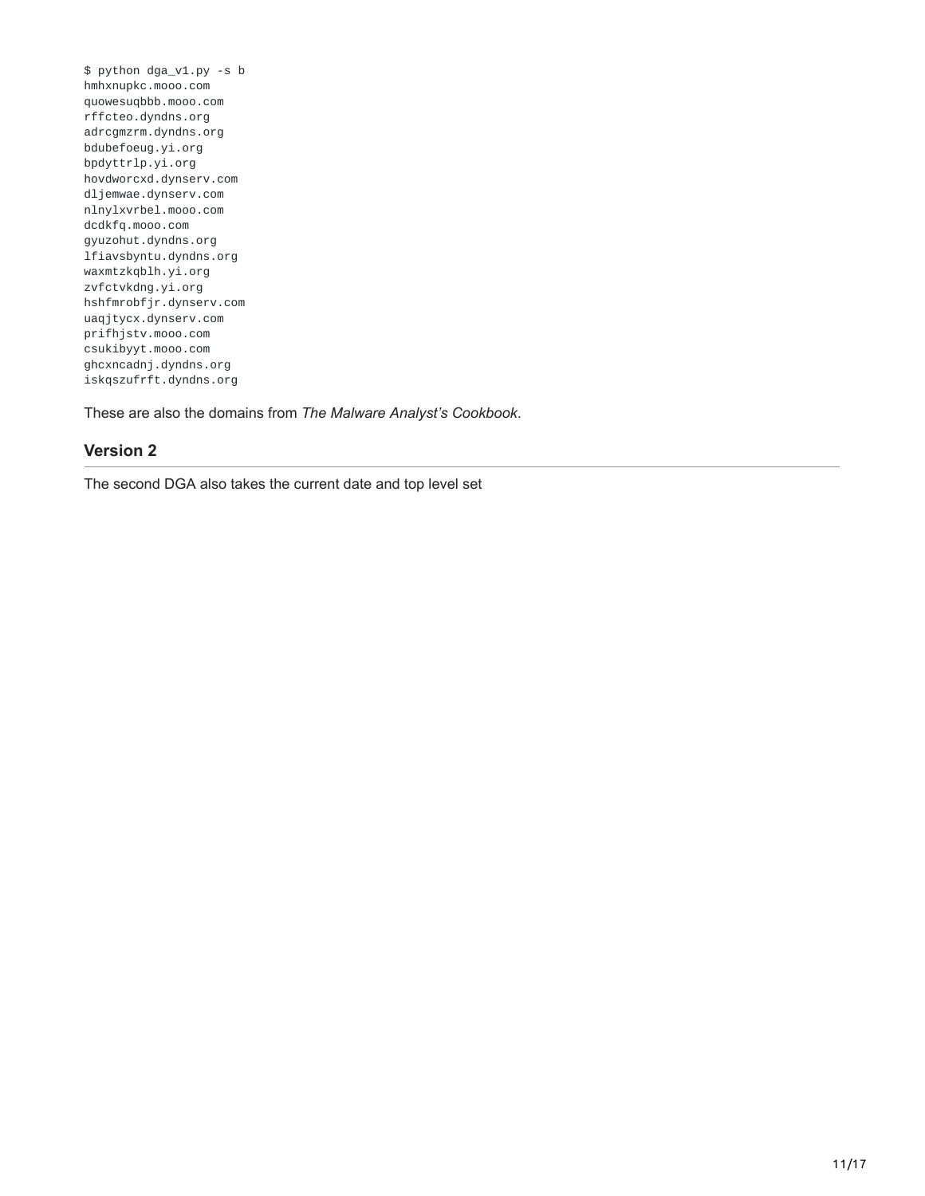```
$ python dga_v1.py -s b
hmhxnupkc.mooo.com
quowesuqbbb.mooo.com
rffcteo.dyndns.org
adrcgmzrm.dyndns.org
bdubefoeug.yi.org
bpdyttrlp.yi.org
hovdworcxd.dynserv.com
dljemwae.dynserv.com
nlnylxvrbel.mooo.com
dcdkfq.mooo.com
gyuzohut.dyndns.org
lfiavsbyntu.dyndns.org
waxmtzkqblh.yi.org
zvfctvkdng.yi.org
hshfmrobfjr.dynserv.com
uaqjtycx.dynserv.com
prifhjstv.mooo.com
csukibyyt.mooo.com
ghcxncadnj.dyndns.org
iskqszufrft.dyndns.org
```

These are also the domains from *The Malware Analyst's Cookbook*.

## Version 2

The second DGA also takes the current date and top level set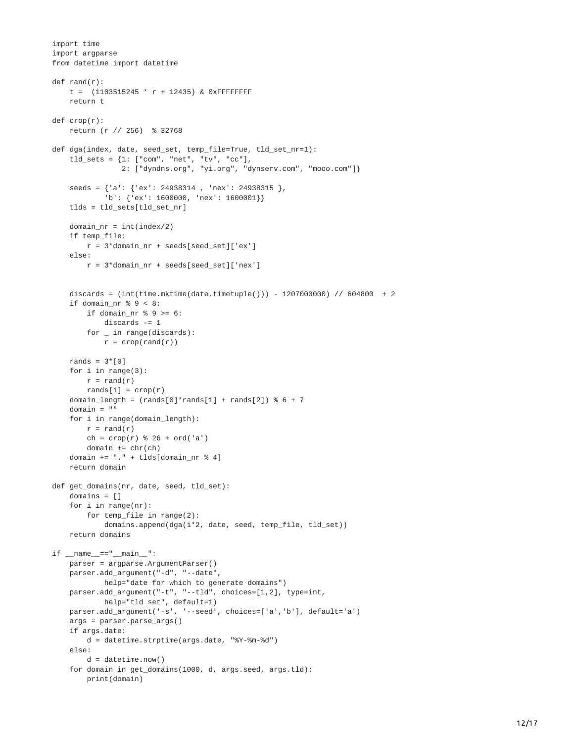```python
import time
import argparse
from datetime import datetime

def rand(r):
    t =  (1103515245 * r + 12435) & 0xFFFFFFFF
    return t

def crop(r):
    return (r // 256)  % 32768

def dga(index, date, seed_set, temp_file=True, tld_set_nr=1):
    tld_sets = {1: ["com", "net", "tv", "cc"],
                2: ["dyndns.org", "yi.org", "dynserv.com", "mooo.com"]}

    seeds = {'a': {'ex': 24938314 , 'nex': 24938315 },
             'b': {'ex': 1600000, 'nex': 1600001}}
    tlds = tld_sets[tld_set_nr]

    domain_nr = int(index/2)
    if temp_file:
        r = 3*domain_nr + seeds[seed_set]['ex']
    else:
        r = 3*domain_nr + seeds[seed_set]['nex']


    discards = (int(time.mktime(date.timetuple())) - 1207000000) // 604800  + 2
    if domain_nr % 9 < 8:
        if domain_nr % 9 >= 6:
            discards -= 1
        for _ in range(discards):
            r = crop(rand(r))

    rands = 3*[0]
    for i in range(3):
        r = rand(r)
        rands[i] = crop(r)
    domain_length = (rands[0]*rands[1] + rands[2]) % 6 + 7
    domain = ""
    for i in range(domain_length):
        r = rand(r)
        ch = crop(r) % 26 + ord('a')
        domain += chr(ch)
    domain += "." + tlds[domain_nr % 4]
    return domain

def get_domains(nr, date, seed, tld_set):
    domains = []
    for i in range(nr):
        for temp_file in range(2):
            domains.append(dga(i*2, date, seed, temp_file, tld_set))
    return domains

if __name__=="__main__":
    parser = argparse.ArgumentParser()
    parser.add_argument("-d", "--date",
            help="date for which to generate domains")
    parser.add_argument("-t", "--tld", choices=[1,2], type=int,
            help="tld set", default=1)
    parser.add_argument('-s', '--seed', choices=['a','b'], default='a')
    args = parser.parse_args()
    if args.date:
        d = datetime.strptime(args.date, "%Y-%m-%d")
    else:
        d = datetime.now()
    for domain in get_domains(1000, d, args.seed, args.tld):
        print(domain)
```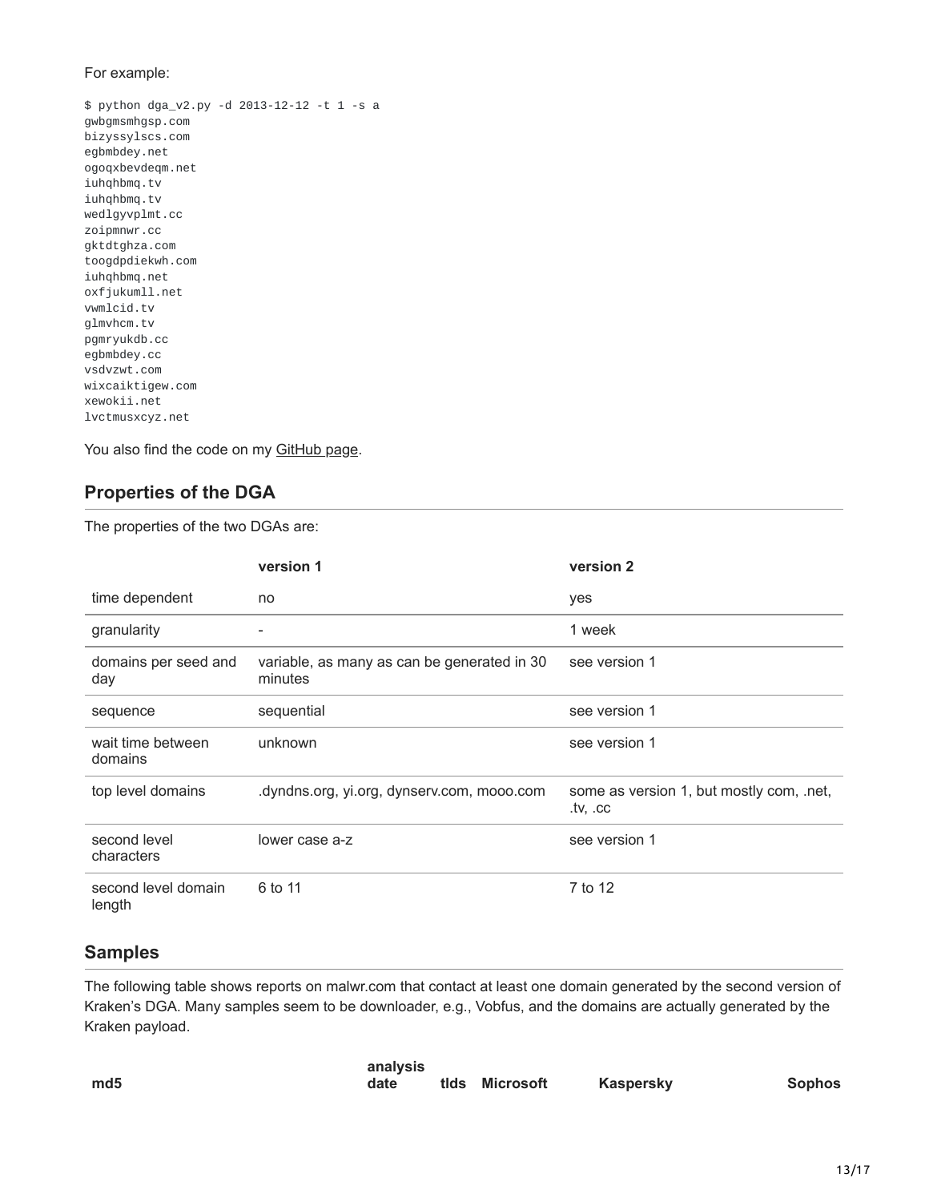For example:

```
$ python dga_v2.py -d 2013-12-12 -t 1 -s a
gwbgmsmhgsp.com
bizyssylscs.com
egbmbdey.net
ogoqxbevdeqm.net
iuhqhbmq.tv
iuhqhbmq.tv
wedlgyvplmt.cc
zoipmnwr.cc
gktdtghza.com
toogdpdiekwh.com
iuhqhbmq.net
oxfjukumll.net
vwmlcid.tv
glmvhcm.tv
pgmryukdb.cc
egbmbdey.cc
vsdvzwt.com
wixcaiktigew.com
xewokii.net
lvctmusxcyz.net
```

You also find the code on my GitHub page.

## Properties of the DGA

The properties of the two DGAs are:

| | version 1 | version 2 |
|---|---|---|
| time dependent | no | yes |
| granularity | - | 1 week |
| domains per seed and day | variable, as many as can be generated in 30 minutes | see version 1 |
| sequence | sequential | see version 1 |
| wait time between domains | unknown | see version 1 |
| top level domains | .dyndns.org, yi.org, dynserv.com, mooo.com | some as version 1, but mostly com, .net, .tv, .cc |
| second level characters | lower case a-z | see version 1 |
| second level domain length | 6 to 11 | 7 to 12 |

## Samples

The following table shows reports on malwr.com that contact at least one domain generated by the second version of Kraken's DGA. Many samples seem to be downloader, e.g., Vobfus, and the domains are actually generated by the Kraken payload.

| md5 | analysis date | tlds | Microsoft | Kaspersky | Sophos |
|---|---|---|---|---|---|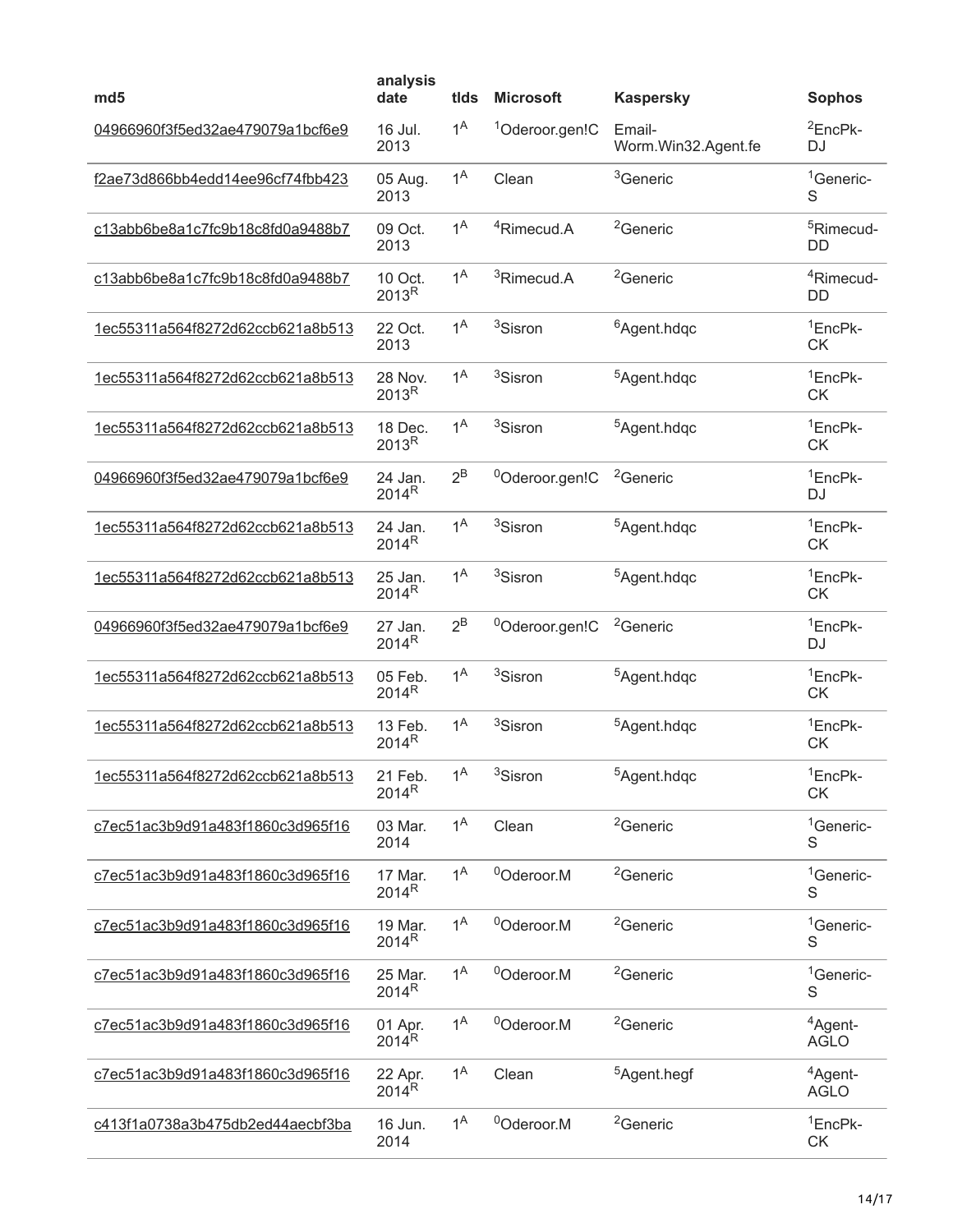| md5 | analysis date | tlds | Microsoft | Kaspersky | Sophos |
|---|---|---|---|---|---|
| 04966960f3f5ed32ae479079a1bcf6e9 | 16 Jul. 2013 | 1[A] | [1]Oderoor.gen!C | Email-Worm.Win32.Agent.fe | [2]EncPk-DJ |
| f2ae73d866bb4edd14ee96cf74fbb423 | 05 Aug. 2013 | 1[A] | Clean | [3]Generic | [1]Generic-S |
| c13abb6be8a1c7fc9b18c8fd0a9488b7 | 09 Oct. 2013 | 1[A] | [4]Rimecud.A | [2]Generic | [5]Rimecud-DD |
| c13abb6be8a1c7fc9b18c8fd0a9488b7 | 10 Oct. 2013[R] | 1[A] | [3]Rimecud.A | [2]Generic | [4]Rimecud-DD |
| 1ec55311a564f8272d62ccb621a8b513 | 22 Oct. 2013 | 1[A] | [3]Sisron | [6]Agent.hdqc | [1]EncPk-CK |
| 1ec55311a564f8272d62ccb621a8b513 | 28 Nov. 2013[R] | 1[A] | [3]Sisron | [5]Agent.hdqc | [1]EncPk-CK |
| 1ec55311a564f8272d62ccb621a8b513 | 18 Dec. 2013[R] | 1[A] | [3]Sisron | [5]Agent.hdqc | [1]EncPk-CK |
| 04966960f3f5ed32ae479079a1bcf6e9 | 24 Jan. 2014[R] | 2[B] | [0]Oderoor.gen!C | [2]Generic | [1]EncPk-DJ |
| 1ec55311a564f8272d62ccb621a8b513 | 24 Jan. 2014[R] | 1[A] | [3]Sisron | [5]Agent.hdqc | [1]EncPk-CK |
| 1ec55311a564f8272d62ccb621a8b513 | 25 Jan. 2014[R] | 1[A] | [3]Sisron | [5]Agent.hdqc | [1]EncPk-CK |
| 04966960f3f5ed32ae479079a1bcf6e9 | 27 Jan. 2014[R] | 2[B] | [0]Oderoor.gen!C | [2]Generic | [1]EncPk-DJ |
| 1ec55311a564f8272d62ccb621a8b513 | 05 Feb. 2014[R] | 1[A] | [3]Sisron | [5]Agent.hdqc | [1]EncPk-CK |
| 1ec55311a564f8272d62ccb621a8b513 | 13 Feb. 2014[R] | 1[A] | [3]Sisron | [5]Agent.hdqc | [1]EncPk-CK |
| 1ec55311a564f8272d62ccb621a8b513 | 21 Feb. 2014[R] | 1[A] | [3]Sisron | [5]Agent.hdqc | [1]EncPk-CK |
| c7ec51ac3b9d91a483f1860c3d965f16 | 03 Mar. 2014 | 1[A] | Clean | [2]Generic | [1]Generic-S |
| c7ec51ac3b9d91a483f1860c3d965f16 | 17 Mar. 2014[R] | 1[A] | [0]Oderoor.M | [2]Generic | [1]Generic-S |
| c7ec51ac3b9d91a483f1860c3d965f16 | 19 Mar. 2014[R] | 1[A] | [0]Oderoor.M | [2]Generic | [1]Generic-S |
| c7ec51ac3b9d91a483f1860c3d965f16 | 25 Mar. 2014[R] | 1[A] | [0]Oderoor.M | [2]Generic | [1]Generic-S |
| c7ec51ac3b9d91a483f1860c3d965f16 | 01 Apr. 2014[R] | 1[A] | [0]Oderoor.M | [2]Generic | [4]Agent-AGLO |
| c7ec51ac3b9d91a483f1860c3d965f16 | 22 Apr. 2014[R] | 1[A] | Clean | [5]Agent.hegf | [4]Agent-AGLO |
| c413f1a0738a3b475db2ed44aecbf3ba | 16 Jun. 2014 | 1[A] | [0]Oderoor.M | [2]Generic | [1]EncPk-CK |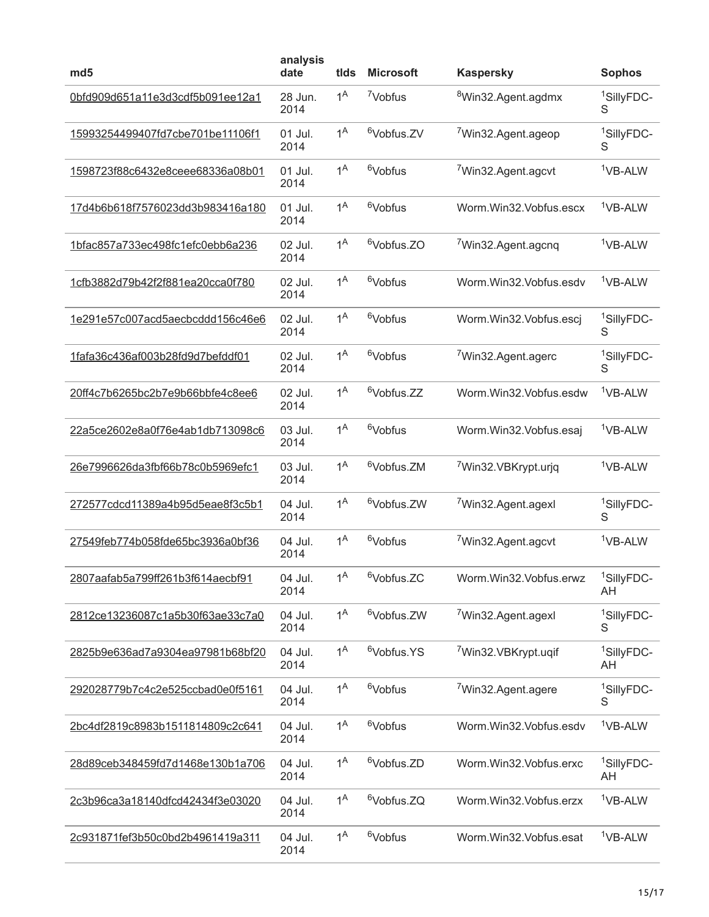| md5 | analysis date | tlds | Microsoft | Kaspersky | Sophos |
| --- | --- | --- | --- | --- | --- |
| 0bfd909d651a11e3d3cdf5b091ee12a1 | 28 Jun. 2014 | 1[A] | [7]Vobfus | [8]Win32.Agent.agdmx | [1]SillyFDC-S |
| 15993254499407fd7cbe701be11106f1 | 01 Jul. 2014 | 1[A] | [6]Vobfus.ZV | [7]Win32.Agent.ageop | [1]SillyFDC-S |
| 1598723f88c6432e8ceee68336a08b01 | 01 Jul. 2014 | 1[A] | [6]Vobfus | [7]Win32.Agent.agcvt | [1]VB-ALW |
| 17d4b6b618f7576023dd3b983416a180 | 01 Jul. 2014 | 1[A] | [6]Vobfus | Worm.Win32.Vobfus.escx | [1]VB-ALW |
| 1bfac857a733ec498fc1efc0ebb6a236 | 02 Jul. 2014 | 1[A] | [6]Vobfus.ZO | [7]Win32.Agent.agcnq | [1]VB-ALW |
| 1cfb3882d79b42f2f881ea20cca0f780 | 02 Jul. 2014 | 1[A] | [6]Vobfus | Worm.Win32.Vobfus.esdv | [1]VB-ALW |
| 1e291e57c007acd5aecbcddd156c46e6 | 02 Jul. 2014 | 1[A] | [6]Vobfus | Worm.Win32.Vobfus.escj | [1]SillyFDC-S |
| 1fafa36c436af003b28fd9d7befddf01 | 02 Jul. 2014 | 1[A] | [6]Vobfus | [7]Win32.Agent.agerc | [1]SillyFDC-S |
| 20ff4c7b6265bc2b7e9b66bbfe4c8ee6 | 02 Jul. 2014 | 1[A] | [6]Vobfus.ZZ | Worm.Win32.Vobfus.esdw | [1]VB-ALW |
| 22a5ce2602e8a0f76e4ab1db713098c6 | 03 Jul. 2014 | 1[A] | [6]Vobfus | Worm.Win32.Vobfus.esaj | [1]VB-ALW |
| 26e7996626da3fbf66b78c0b5969efc1 | 03 Jul. 2014 | 1[A] | [6]Vobfus.ZM | [7]Win32.VBKrypt.urjq | [1]VB-ALW |
| 272577cdcd11389a4b95d5eae8f3c5b1 | 04 Jul. 2014 | 1[A] | [6]Vobfus.ZW | [7]Win32.Agent.agexl | [1]SillyFDC-S |
| 27549feb774b058fde65bc3936a0bf36 | 04 Jul. 2014 | 1[A] | [6]Vobfus | [7]Win32.Agent.agcvt | [1]VB-ALW |
| 2807aafab5a799ff261b3f614aecbf91 | 04 Jul. 2014 | 1[A] | [6]Vobfus.ZC | Worm.Win32.Vobfus.erwz | [1]SillyFDC-AH |
| 2812ce13236087c1a5b30f63ae33c7a0 | 04 Jul. 2014 | 1[A] | [6]Vobfus.ZW | [7]Win32.Agent.agexl | [1]SillyFDC-S |
| 2825b9e636ad7a9304ea97981b68bf20 | 04 Jul. 2014 | 1[A] | [6]Vobfus.YS | [7]Win32.VBKrypt.uqif | [1]SillyFDC-AH |
| 292028779b7c4c2e525ccbad0e0f5161 | 04 Jul. 2014 | 1[A] | [6]Vobfus | [7]Win32.Agent.agere | [1]SillyFDC-S |
| 2bc4df2819c8983b1511814809c2c641 | 04 Jul. 2014 | 1[A] | [6]Vobfus | Worm.Win32.Vobfus.esdv | [1]VB-ALW |
| 28d89ceb348459fd7d1468e130b1a706 | 04 Jul. 2014 | 1[A] | [6]Vobfus.ZD | Worm.Win32.Vobfus.erxc | [1]SillyFDC-AH |
| 2c3b96ca3a18140dfcd42434f3e03020 | 04 Jul. 2014 | 1[A] | [6]Vobfus.ZQ | Worm.Win32.Vobfus.erzx | [1]VB-ALW |
| 2c931871fef3b50c0bd2b4961419a311 | 04 Jul. 2014 | 1[A] | [6]Vobfus | Worm.Win32.Vobfus.esat | [1]VB-ALW |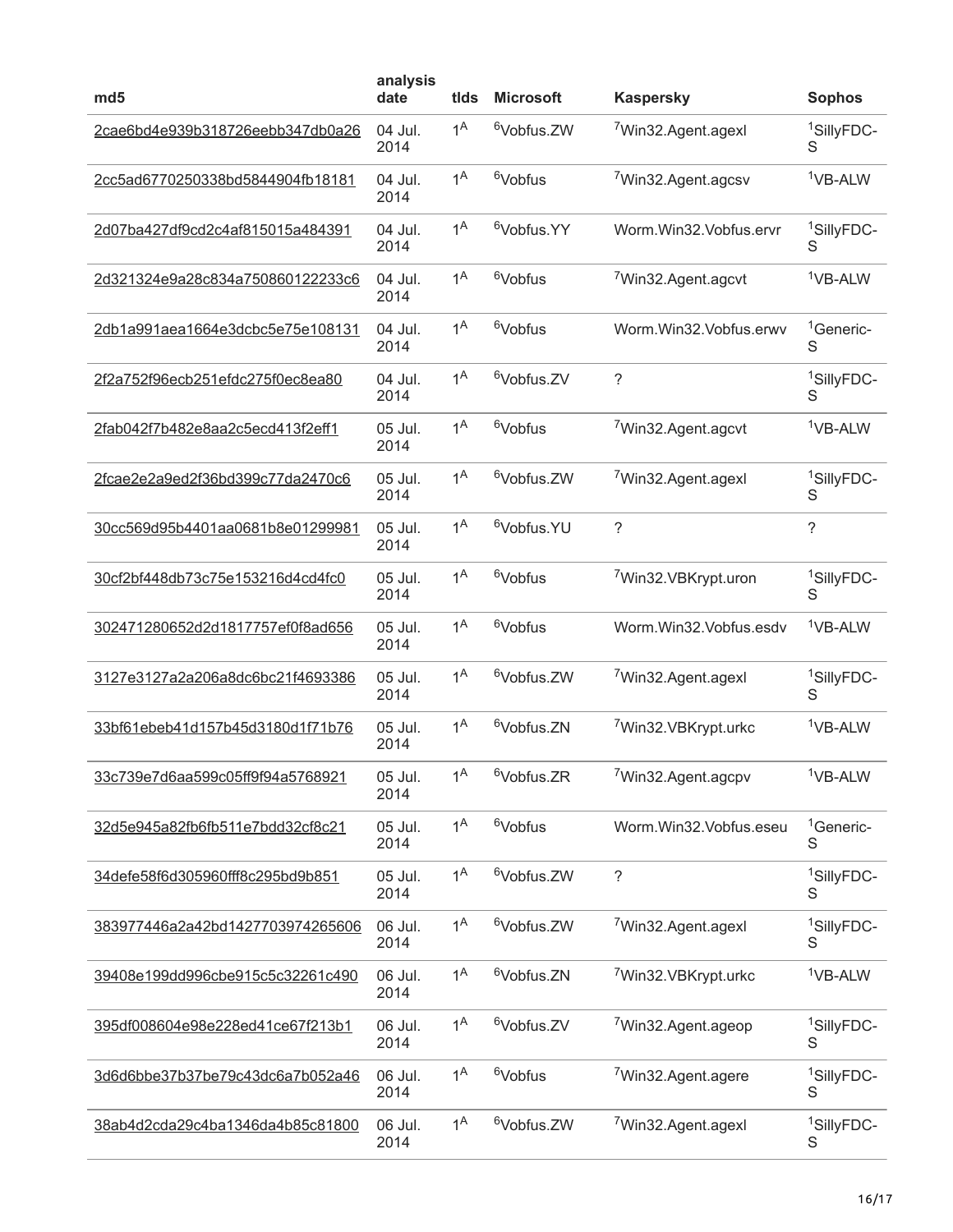| md5 | analysis date | tlds | Microsoft | Kaspersky | Sophos |
|---|---|---|---|---|---|
| 2cae6bd4e939b318726eebb347db0a26 | 04 Jul. 2014 | 1[A] | [6]Vobfus.ZW | [7]Win32.Agent.agexl | [1]SillyFDC-S |
| 2cc5ad6770250338bd5844904fb18181 | 04 Jul. 2014 | 1[A] | [6]Vobfus | [7]Win32.Agent.agcsv | [1]VB-ALW |
| 2d07ba427df9cd2c4af815015a484391 | 04 Jul. 2014 | 1[A] | [6]Vobfus.YY | Worm.Win32.Vobfus.ervr | [1]SillyFDC-S |
| 2d321324e9a28c834a750860122233c6 | 04 Jul. 2014 | 1[A] | [6]Vobfus | [7]Win32.Agent.agcvt | [1]VB-ALW |
| 2db1a991aea1664e3dcbc5e75e108131 | 04 Jul. 2014 | 1[A] | [6]Vobfus | Worm.Win32.Vobfus.erwv | [1]Generic-S |
| 2f2a752f96ecb251efdc275f0ec8ea80 | 04 Jul. 2014 | 1[A] | [6]Vobfus.ZV | ? | [1]SillyFDC-S |
| 2fab042f7b482e8aa2c5ecd413f2eff1 | 05 Jul. 2014 | 1[A] | [6]Vobfus | [7]Win32.Agent.agcvt | [1]VB-ALW |
| 2fcae2e2a9ed2f36bd399c77da2470c6 | 05 Jul. 2014 | 1[A] | [6]Vobfus.ZW | [7]Win32.Agent.agexl | [1]SillyFDC-S |
| 30cc569d95b4401aa0681b8e01299981 | 05 Jul. 2014 | 1[A] | [6]Vobfus.YU | ? | ? |
| 30cf2bf448db73c75e153216d4cd4fc0 | 05 Jul. 2014 | 1[A] | [6]Vobfus | [7]Win32.VBKrypt.uron | [1]SillyFDC-S |
| 302471280652d2d1817757ef0f8ad656 | 05 Jul. 2014 | 1[A] | [6]Vobfus | Worm.Win32.Vobfus.esdv | [1]VB-ALW |
| 3127e3127a2a206a8dc6bc21f4693386 | 05 Jul. 2014 | 1[A] | [6]Vobfus.ZW | [7]Win32.Agent.agexl | [1]SillyFDC-S |
| 33bf61ebeb41d157b45d3180d1f71b76 | 05 Jul. 2014 | 1[A] | [6]Vobfus.ZN | [7]Win32.VBKrypt.urkc | [1]VB-ALW |
| 33c739e7d6aa599c05ff9f94a5768921 | 05 Jul. 2014 | 1[A] | [6]Vobfus.ZR | [7]Win32.Agent.agcpv | [1]VB-ALW |
| 32d5e945a82fb6fb511e7bdd32cf8c21 | 05 Jul. 2014 | 1[A] | [6]Vobfus | Worm.Win32.Vobfus.eseu | [1]Generic-S |
| 34defe58f6d305960fff8c295bd9b851 | 05 Jul. 2014 | 1[A] | [6]Vobfus.ZW | ? | [1]SillyFDC-S |
| 383977446a2a42bd1427703974265606 | 06 Jul. 2014 | 1[A] | [6]Vobfus.ZW | [7]Win32.Agent.agexl | [1]SillyFDC-S |
| 39408e199dd996cbe915c5c32261c490 | 06 Jul. 2014 | 1[A] | [6]Vobfus.ZN | [7]Win32.VBKrypt.urkc | [1]VB-ALW |
| 395df008604e98e228ed41ce67f213b1 | 06 Jul. 2014 | 1[A] | [6]Vobfus.ZV | [7]Win32.Agent.ageop | [1]SillyFDC-S |
| 3d6d6bbe37b37be79c43dc6a7b052a46 | 06 Jul. 2014 | 1[A] | [6]Vobfus | [7]Win32.Agent.agere | [1]SillyFDC-S |
| 38ab4d2cda29c4ba1346da4b85c81800 | 06 Jul. 2014 | 1[A] | [6]Vobfus.ZW | [7]Win32.Agent.agexl | [1]SillyFDC-S |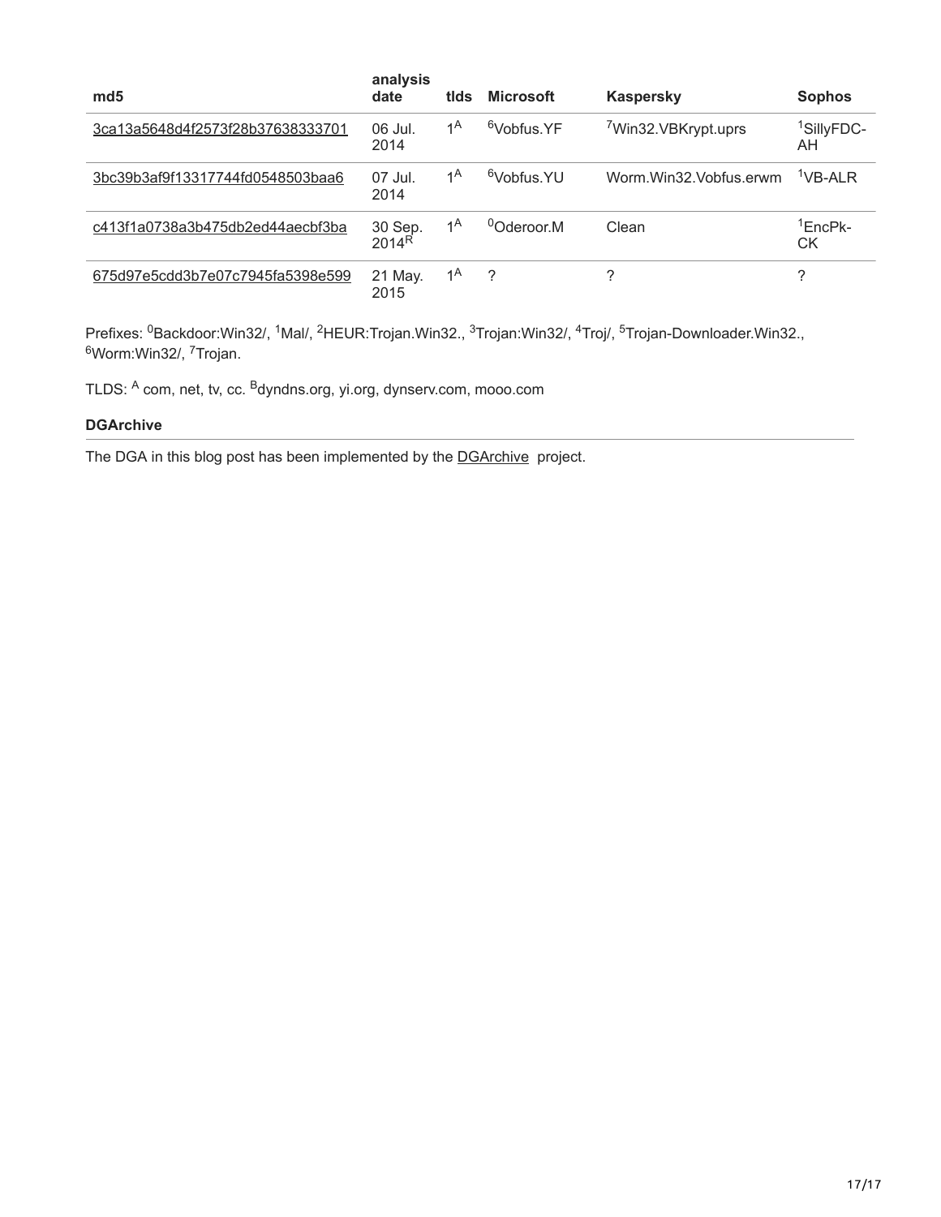| md5 | analysis date | tlds | Microsoft | Kaspersky | Sophos |
|---|---|---|---|---|---|
| 3ca13a5648d4f2573f28b37638333701 | 06 Jul. 2014 | 1[A] | [6]Vobfus.YF | [7]Win32.VBKrypt.uprs | [1]SillyFDC-AH |
| 3bc39b3af9f13317744fd0548503baa6 | 07 Jul. 2014 | 1[A] | [6]Vobfus.YU | Worm.Win32.Vobfus.erwm | [1]VB-ALR |
| c413f1a0738a3b475db2ed44aecbf3ba | 30 Sep. 2014[R] | 1[A] | [0]Oderoor.M | Clean | [1]EncPk-CK |
| 675d97e5cdd3b7e07c7945fa5398e599 | 21 May. 2015 | 1[A] | ? | ? | ? |

Prefixes: [0]Backdoor:Win32/, [1]Mal/, [2]HEUR:Trojan.Win32., [3]Trojan:Win32/, [4]Troj/, [5]Trojan-Downloader.Win32., [6]Worm:Win32/, [7]Trojan.

TLDS: [A] com, net, tv, cc. [B]dyndns.org, yi.org, dynserv.com, mooo.com

### DGArchive

The DGA in this blog post has been implemented by the DGArchive project.